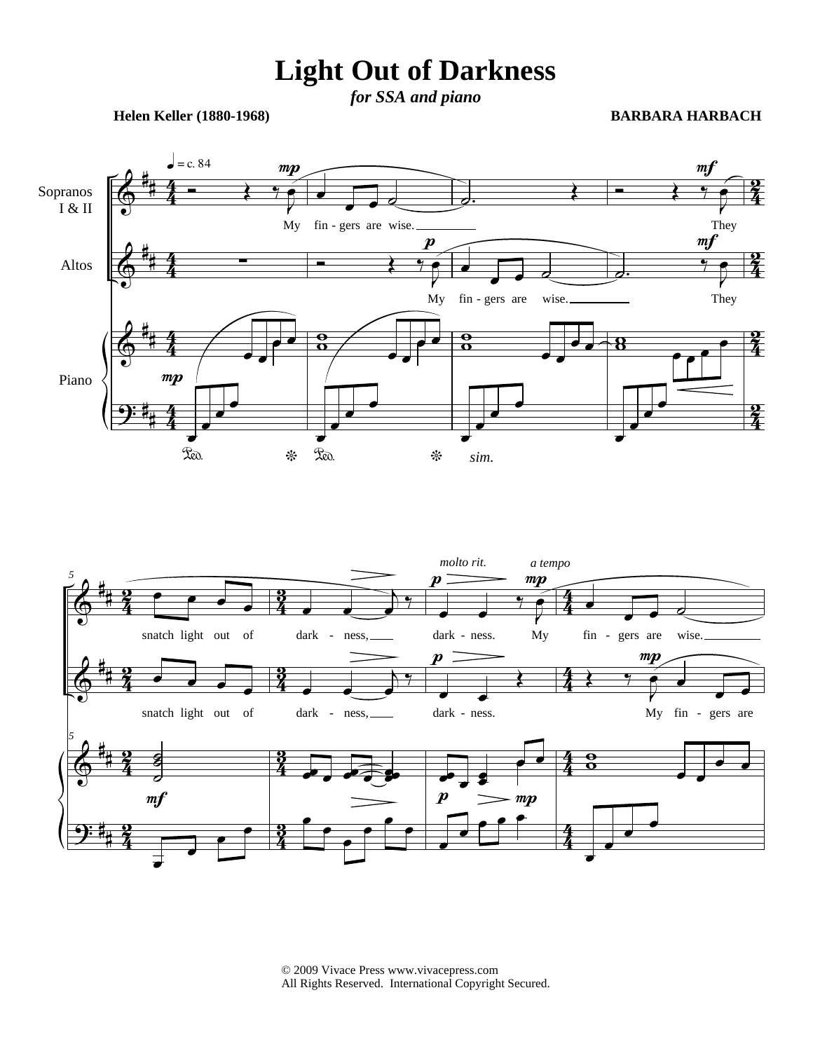# Light Out of Darkness

*for SSA and piano*

**Helen Keller (1880-1968)**

**BARBARA HARBACH**

© 2009 Vivace Press www.vivacepress.com
All Rights Reserved. International Copyright Secured.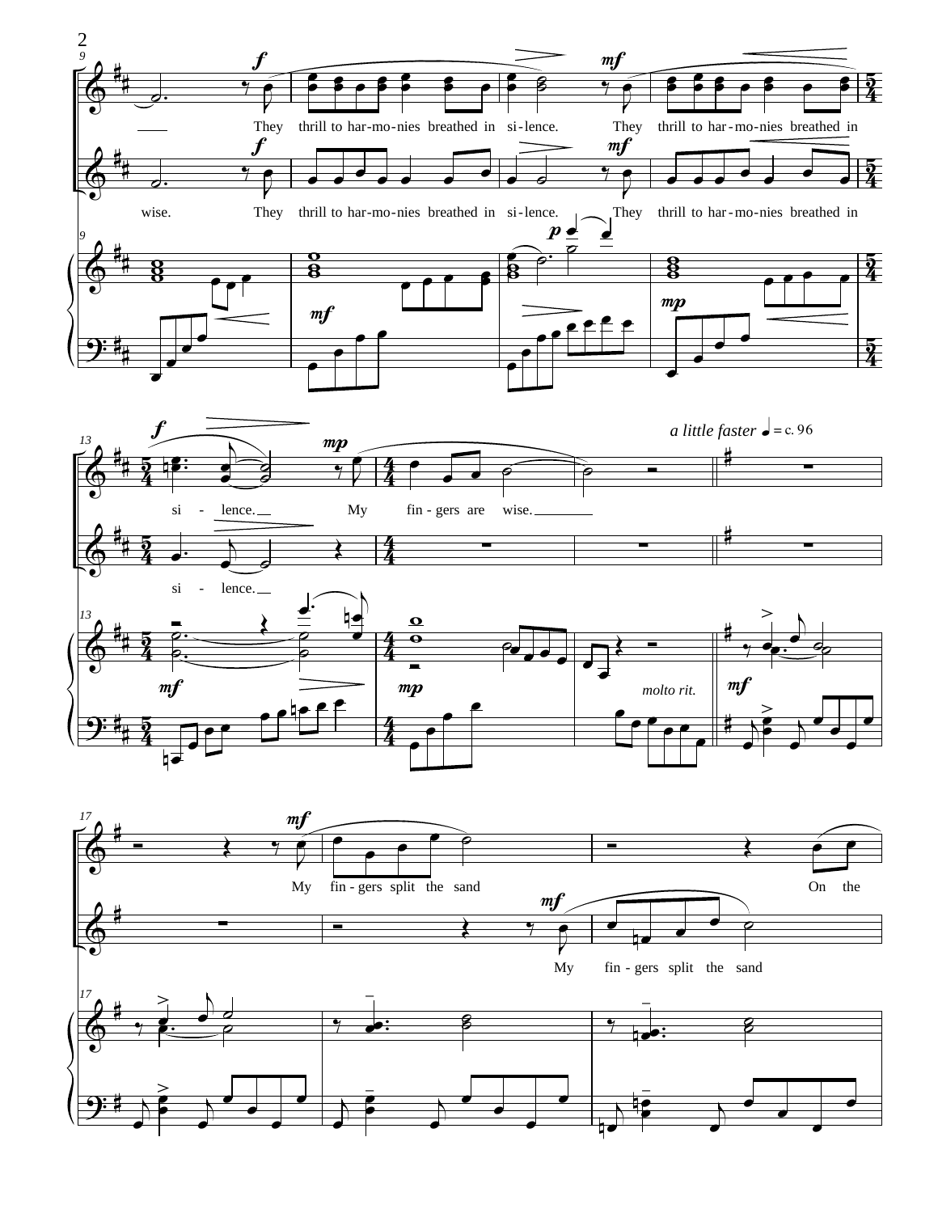They thrill to har-mo-nies breathed in si-lence. They thrill to har-mo-nies breathed in

wise. They thrill to har-mo-nies breathed in si-lence. They thrill to har-mo-nies breathed in

si - lence. My fin-gers are wise.

si - lence.

*molto rit.*

*a little faster* ♩ = c. 96

My fin-gers split the sand On the

My fin-gers split the sand